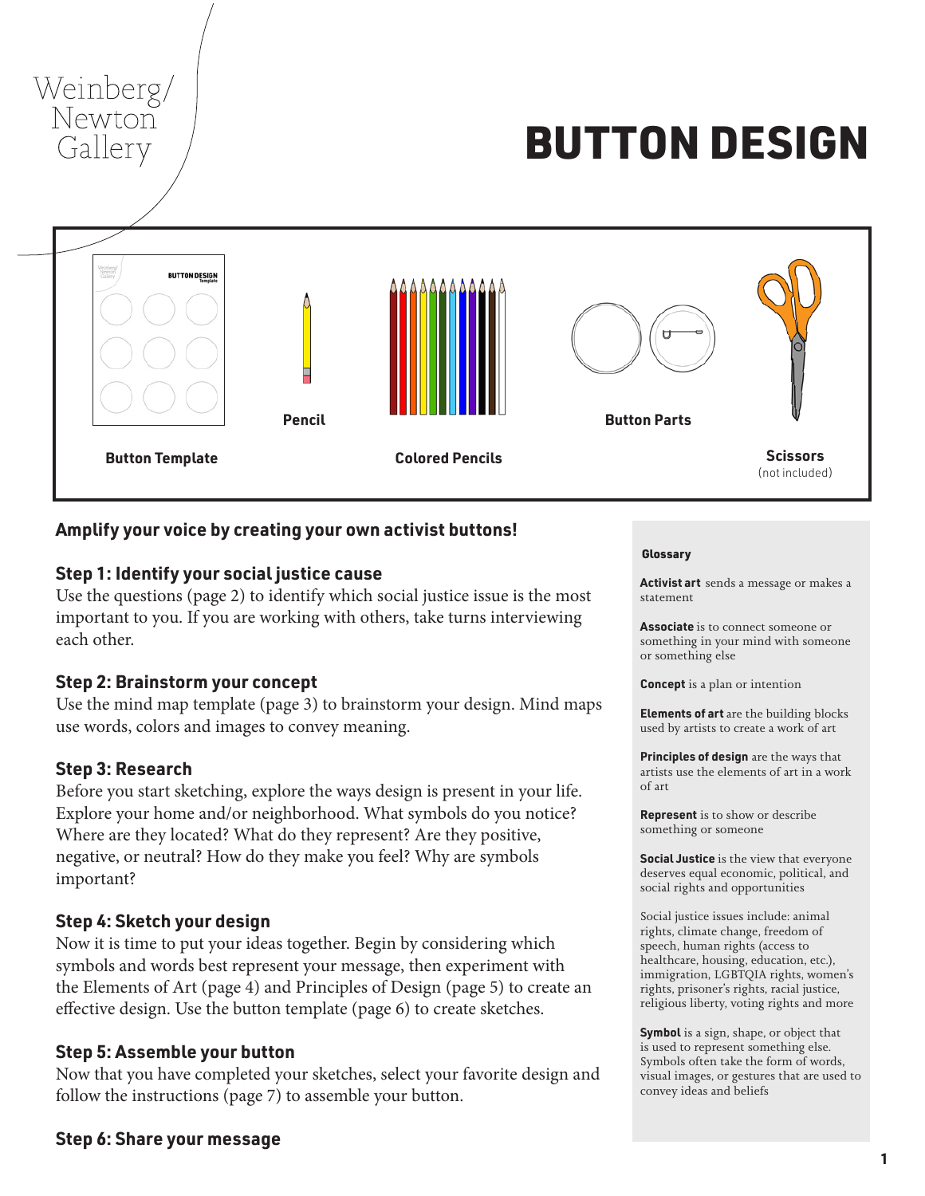Weinberg/
Newton
Gallery

# BUTTON DESIGN

Button Template

Pencil

Colored Pencils

Button Parts

Scissors
(not included)

**Amplify your voice by creating your own activist buttons!**

### Step 1: Identify your social justice cause

Use the questions (page 2) to identify which social justice issue is the most important to you. If you are working with others, take turns interviewing each other.

### Step 2: Brainstorm your concept

Use the mind map template (page 3) to brainstorm your design. Mind maps use words, colors and images to convey meaning.

### Step 3: Research

Before you start sketching, explore the ways design is present in your life. Explore your home and/or neighborhood. What symbols do you notice? Where are they located? What do they represent? Are they positive, negative, or neutral? How do they make you feel? Why are symbols important?

### Step 4: Sketch your design

Now it is time to put your ideas together. Begin by considering which symbols and words best represent your message, then experiment with the Elements of Art (page 4) and Principles of Design (page 5) to create an effective design. Use the button template (page 6) to create sketches.

### Step 5: Assemble your button

Now that you have completed your sketches, select your favorite design and follow the instructions (page 7) to assemble your button.

### Step 6: Share your message

**Glossary**

**Activist art** sends a message or makes a statement

**Associate** is to connect someone or something in your mind with someone or something else

**Concept** is a plan or intention

**Elements of art** are the building blocks used by artists to create a work of art

**Principles of design** are the ways that artists use the elements of art in a work of art

**Represent** is to show or describe something or someone

**Social Justice** is the view that everyone deserves equal economic, political, and social rights and opportunities

Social justice issues include: animal rights, climate change, freedom of speech, human rights (access to healthcare, housing, education, etc.), immigration, LGBTQIA rights, women's rights, prisoner's rights, racial justice, religious liberty, voting rights and more

**Symbol** is a sign, shape, or object that is used to represent something else. Symbols often take the form of words, visual images, or gestures that are used to convey ideas and beliefs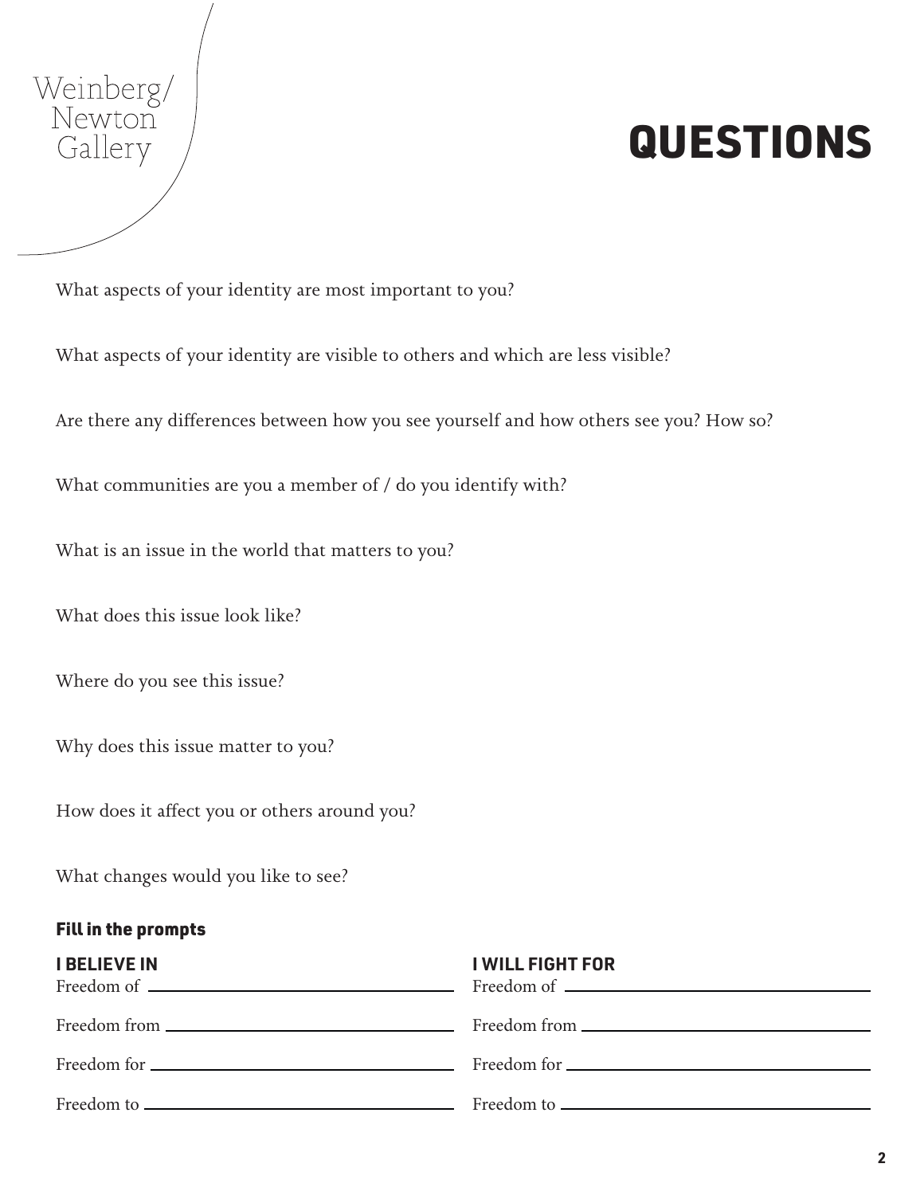Weinberg/
Newton
Gallery

# QUESTIONS

What aspects of your identity are most important to you?

What aspects of your identity are visible to others and which are less visible?

Are there any differences between how you see yourself and how others see you? How so?

What communities are you a member of / do you identify with?

What is an issue in the world that matters to you?

What does this issue look like?

Where do you see this issue?

Why does this issue matter to you?

How does it affect you or others around you?

What changes would you like to see?

### Fill in the prompts

| **I BELIEVE IN** | **I WILL FIGHT FOR** |
| --- | --- |
| Freedom of ______________ | Freedom of ______________ |
| Freedom from ______________ | Freedom from ______________ |
| Freedom for ______________ | Freedom for ______________ |
| Freedom to ______________ | Freedom to ______________ |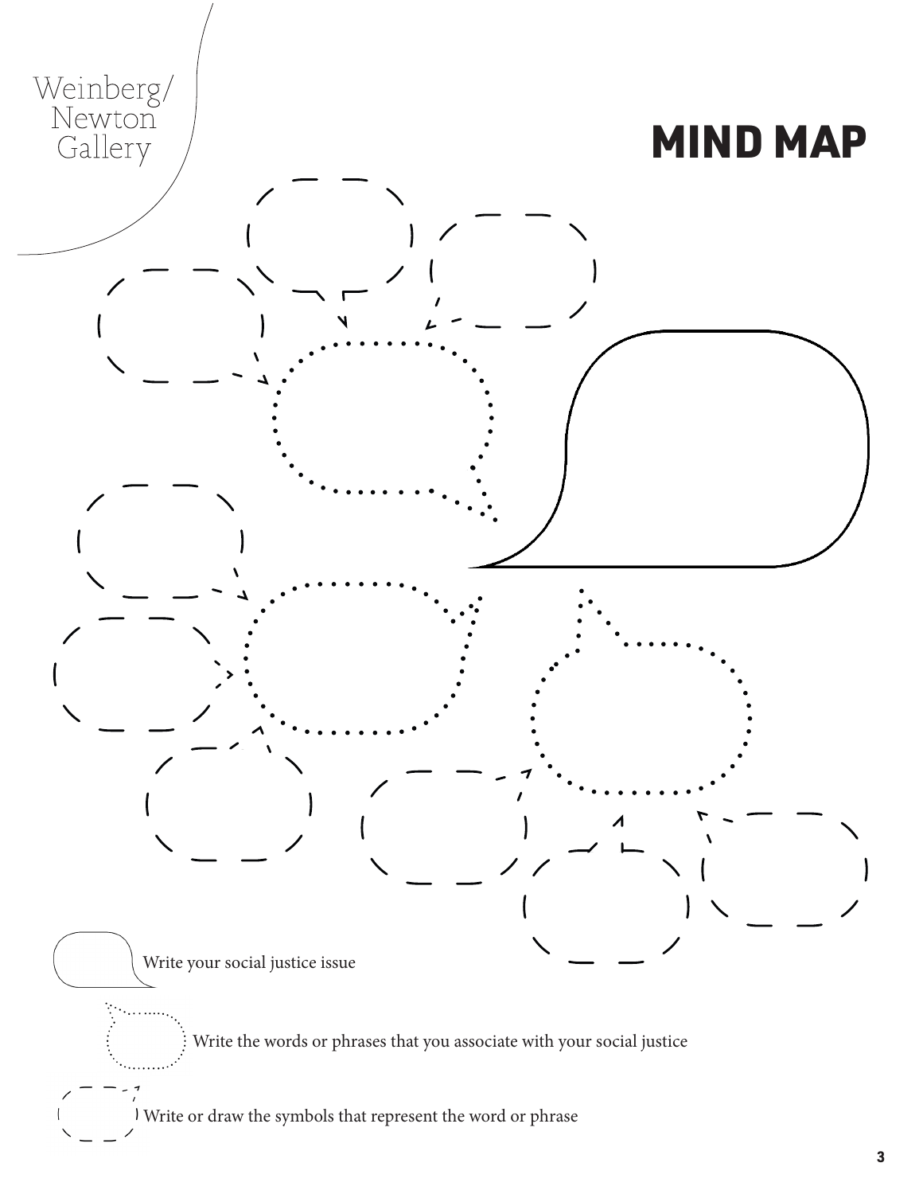Weinberg/
Newton
Gallery

# MIND MAP

Write your social justice issue

Write the words or phrases that you associate with your social justice

Write or draw the symbols that represent the word or phrase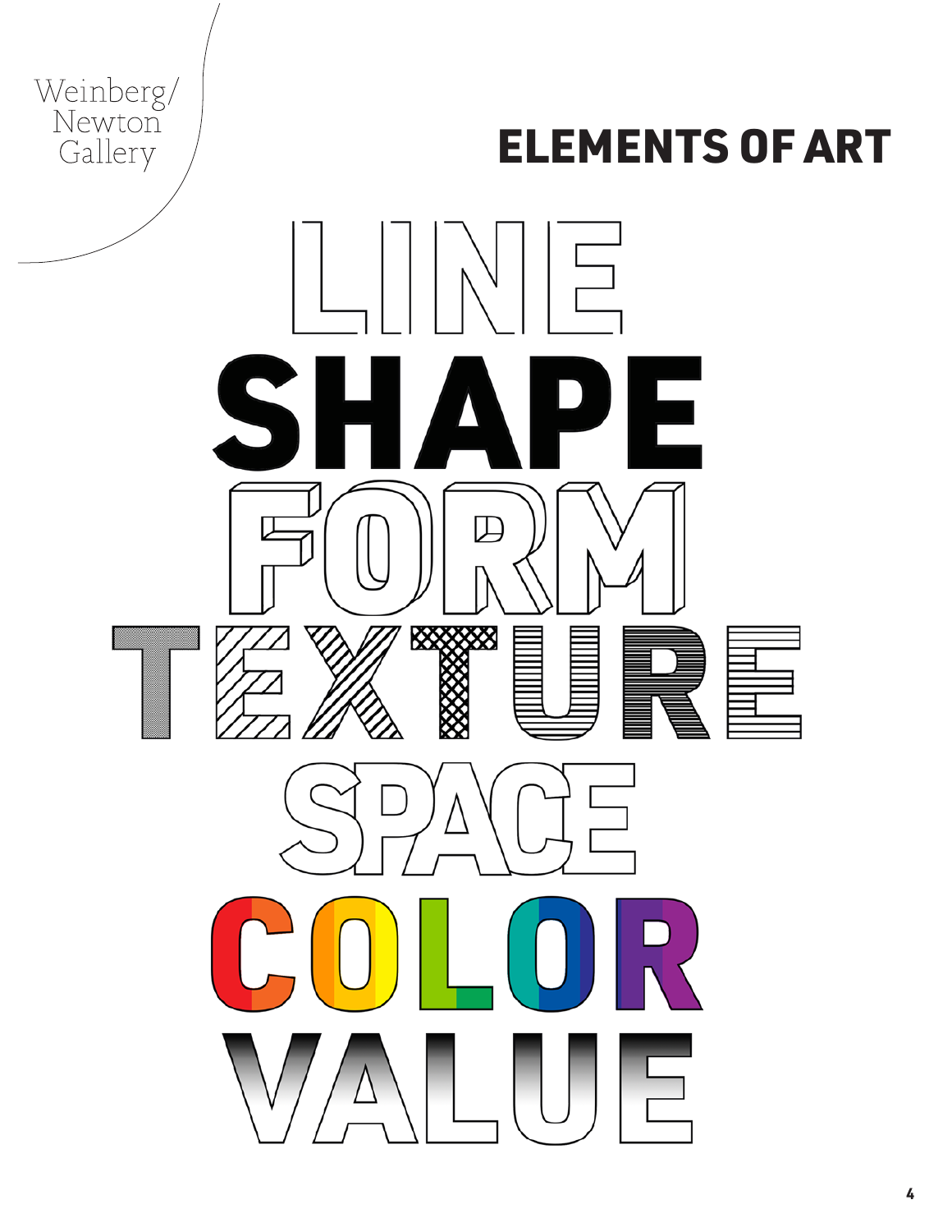Weinberg/
Newton
Gallery

# ELEMENTS OF ART

LINE

SHAPE

FORM

TEXTURE

SPACE

COLOR

VALUE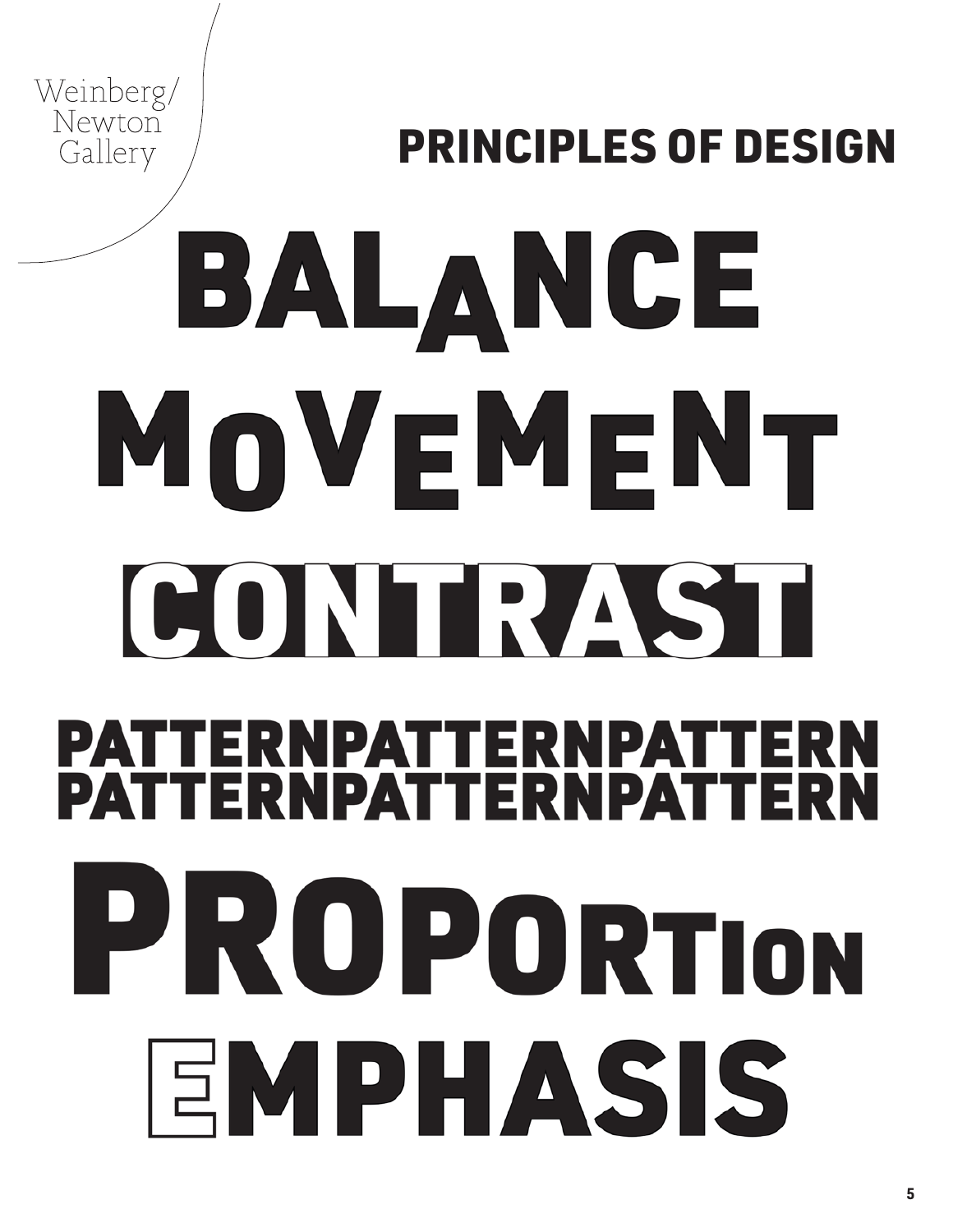Weinberg/
Newton
Gallery

# PRINCIPLES OF DESIGN

BALANCE

MOVEMENT

CONTRAST

PATTERNPATTERNPATTERN
PATTERNPATTERNPATTERN

PROPORTION

EMPHASIS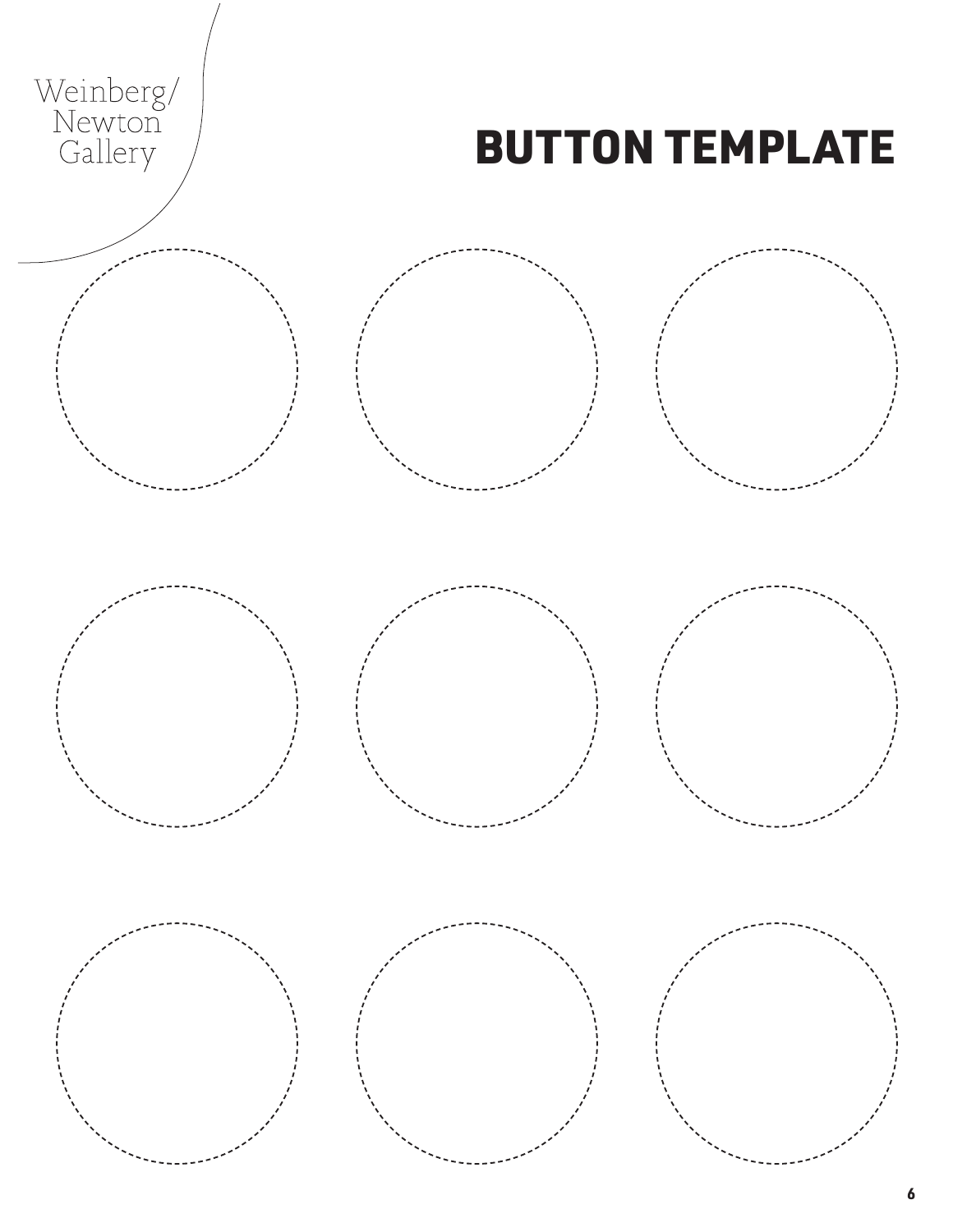Weinberg/
Newton
Gallery

# BUTTON TEMPLATE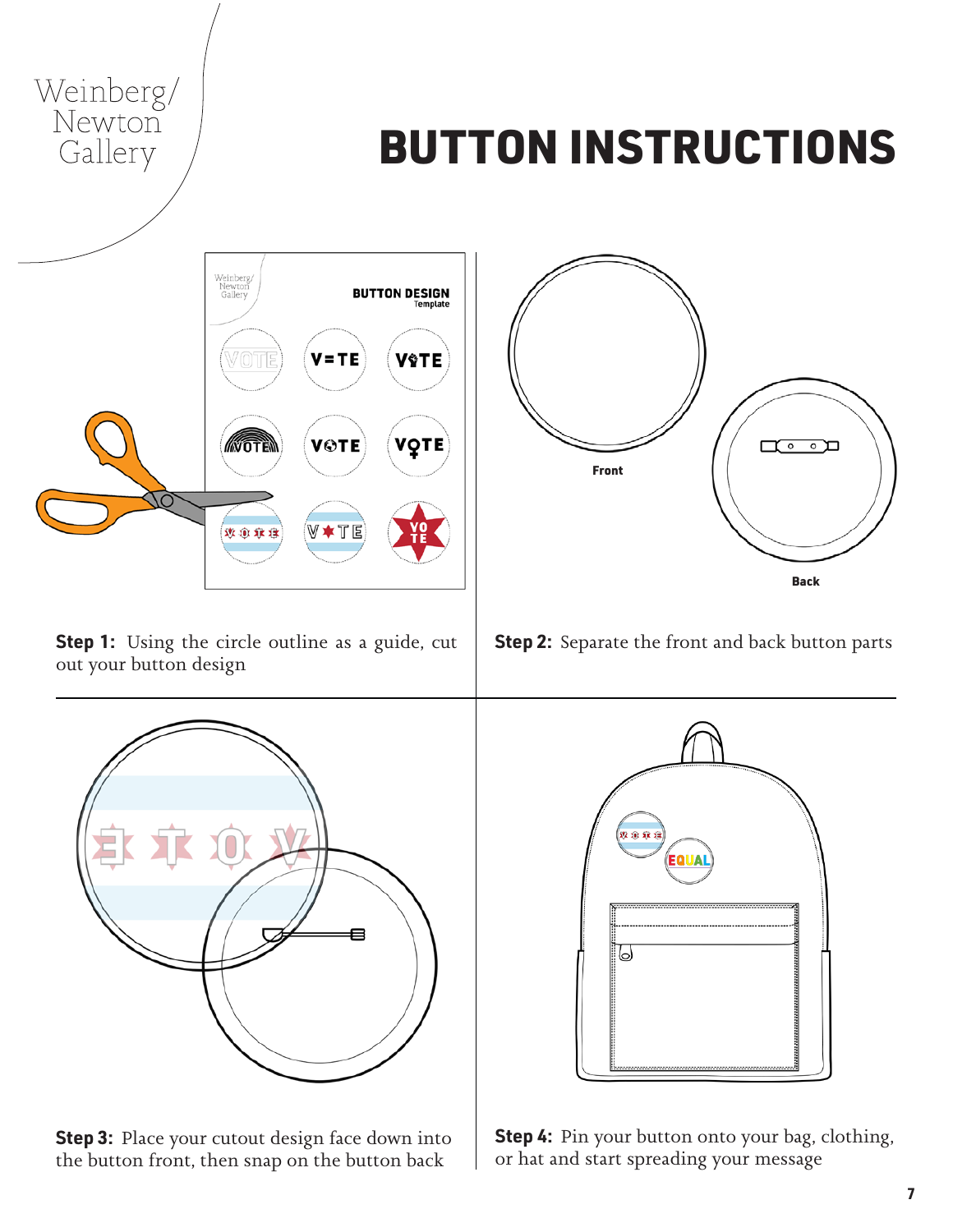Weinberg/ Newton Gallery

# BUTTON INSTRUCTIONS

BUTTON DESIGN Template

Front

Back

**Step 1:** Using the circle outline as a guide, cut out your button design

**Step 2:** Separate the front and back button parts

**Step 3:** Place your cutout design face down into the button front, then snap on the button back

**Step 4:** Pin your button onto your bag, clothing, or hat and start spreading your message